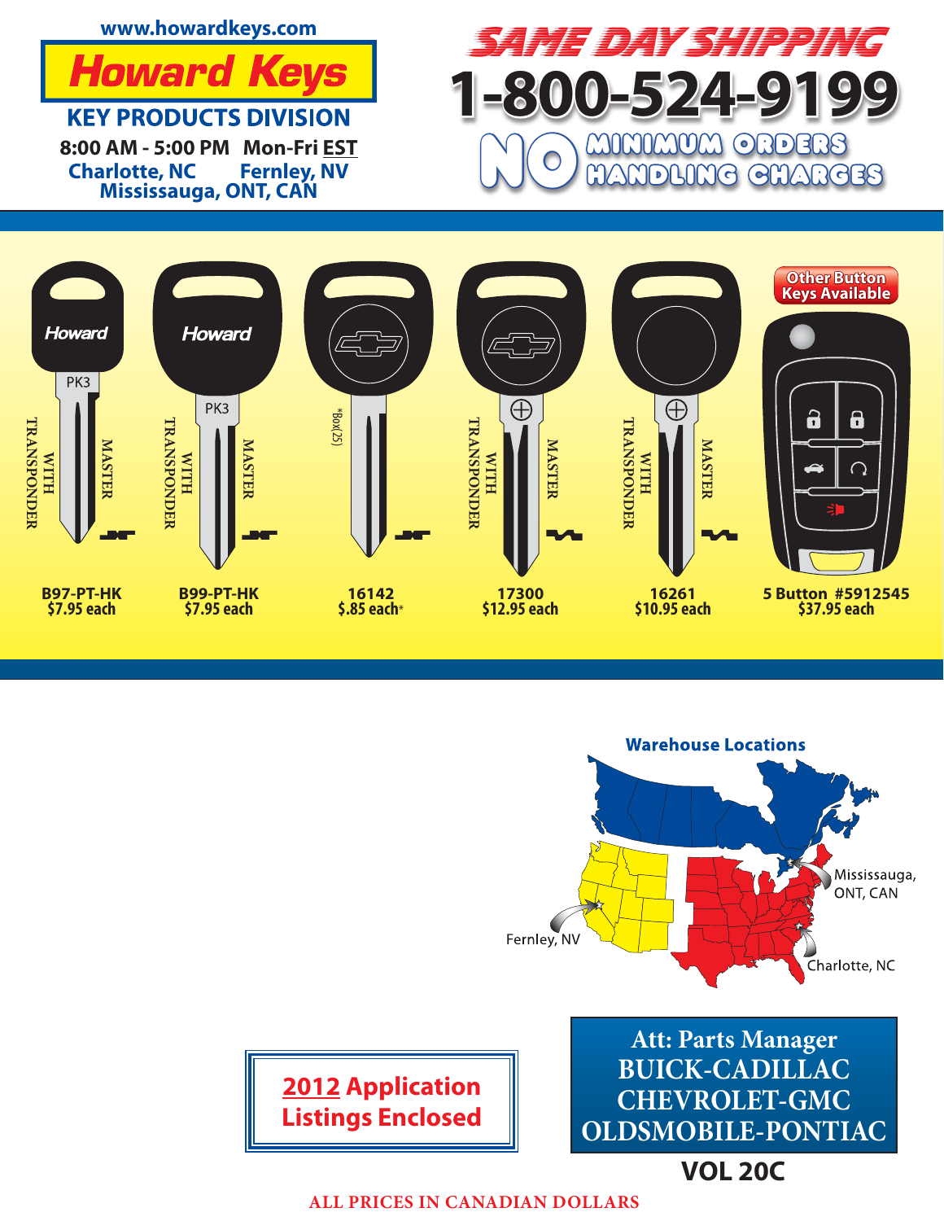www.howardkeys.com

# Howard Keys

## KEY PRODUCTS DIVISION

**8:00 AM - 5:00 PM Mon-Fri EST**

**Charlotte, NC Fernley, NV**
**Mississauga, ONT, CAN**

# SAME DAY SHIPPING

# 1-800-524-9199

**NO MINIMUM ORDERS**
**NO HANDLING CHARGES**

Other Button Keys Available

| Key | Description | Price |
|---|---|---|
| B97-PT-HK | Howard PK3 MASTER WITH TRANSPONDER | $7.95 each |
| B99-PT-HK | Howard PK3 MASTER WITH TRANSPONDER | $7.95 each |
| 16142 | *Box(25) | $.85 each* |
| 17300 | MASTER WITH TRANSPONDER | $12.95 each |
| 16261 | MASTER WITH TRANSPONDER | $10.95 each |
| 5 Button #5912545 | | $37.95 each |

**Warehouse Locations**

Mississauga, ONT, CAN
Fernley, NV
Charlotte, NC

**2012 Application Listings Enclosed**

**Att: Parts Manager**
**BUICK-CADILLAC**
**CHEVROLET-GMC**
**OLDSMOBILE-PONTIAC**

**VOL 20C**

ALL PRICES IN CANADIAN DOLLARS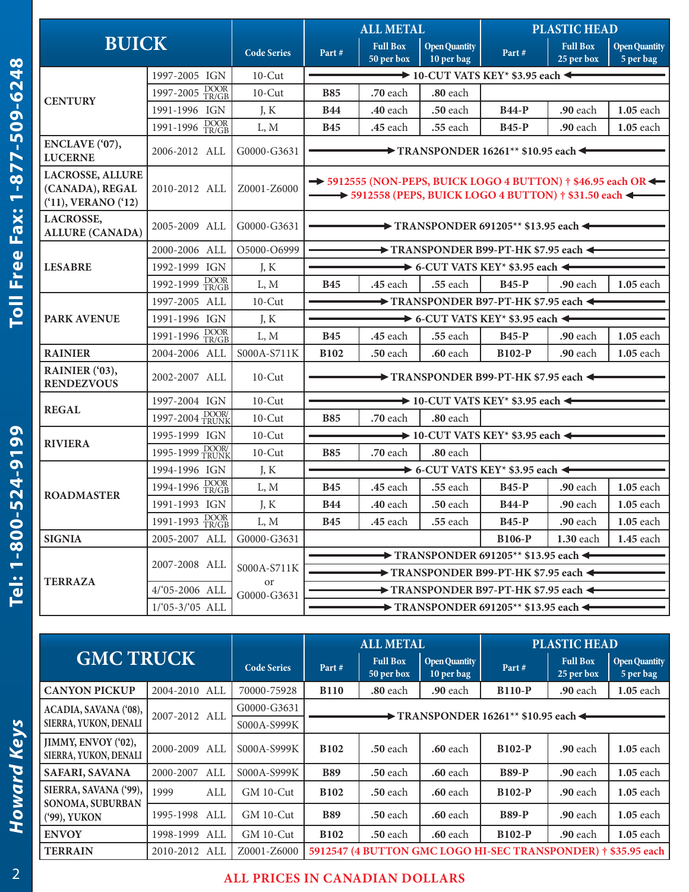| BUICK | | Code Series | ALL METAL | | | PLASTIC HEAD | | |
|---|---|---|---|---|---|---|---|---|
| | | | Part # | Full Box 50 per box | Open Quantity 10 per bag | Part # | Full Box 25 per box | Open Quantity 5 per bag |
| CENTURY | 1997-2005 IGN | 10-Cut | → 10-CUT VATS KEY* $3.95 each ← | | | | | |
| | 1997-2005 DOOR TR/GB | 10-Cut | B85 | .70 each | .80 each | | | |
| | 1991-1996 IGN | J, K | B44 | .40 each | .50 each | B44-P | .90 each | 1.05 each |
| | 1991-1996 DOOR TR/GB | L, M | B45 | .45 each | .55 each | B45-P | .90 each | 1.05 each |
| ENCLAVE ('07), LUCERNE | 2006-2012 ALL | G0000-G3631 | → TRANSPONDER 16261** $10.95 each ← | | | | | |
| LACROSSE, ALLURE (CANADA), REGAL ('11), VERANO ('12) | 2010-2012 ALL | Z0001-Z6000 | → 5912555 (NON-PEPS, BUICK LOGO 4 BUTTON) † $46.95 each OR ← → 5912558 (PEPS, BUICK LOGO 4 BUTTON) † $31.50 each ← | | | | | |
| LACROSSE, ALLURE (CANADA) | 2005-2009 ALL | G0000-G3631 | → TRANSPONDER 691205** $13.95 each ← | | | | | |
| LESABRE | 2000-2006 ALL | O5000-O6999 | → TRANSPONDER B99-PT-HK $7.95 each ← | | | | | |
| | 1992-1999 IGN | J, K | → 6-CUT VATS KEY* $3.95 each ← | | | | | |
| | 1992-1999 DOOR TR/GB | L, M | B45 | .45 each | .55 each | B45-P | .90 each | 1.05 each |
| PARK AVENUE | 1997-2005 ALL | 10-Cut | → TRANSPONDER B97-PT-HK $7.95 each ← | | | | | |
| | 1991-1996 IGN | J, K | → 6-CUT VATS KEY* $3.95 each ← | | | | | |
| | 1991-1996 DOOR TR/GB | L, M | B45 | .45 each | .55 each | B45-P | .90 each | 1.05 each |
| RAINIER | 2004-2006 ALL | S000A-S711K | B102 | .50 each | .60 each | B102-P | .90 each | 1.05 each |
| RAINIER ('03), RENDEZVOUS | 2002-2007 ALL | 10-Cut | → TRANSPONDER B99-PT-HK $7.95 each ← | | | | | |
| REGAL | 1997-2004 IGN | 10-Cut | → 10-CUT VATS KEY* $3.95 each ← | | | | | |
| | 1997-2004 DOOR/TRUNK | 10-Cut | B85 | .70 each | .80 each | | | |
| RIVIERA | 1995-1999 IGN | 10-Cut | → 10-CUT VATS KEY* $3.95 each ← | | | | | |
| | 1995-1999 DOOR/TRUNK | 10-Cut | B85 | .70 each | .80 each | | | |
| ROADMASTER | 1994-1996 IGN | J, K | → 6-CUT VATS KEY* $3.95 each ← | | | | | |
| | 1994-1996 DOOR TR/GB | L, M | B45 | .45 each | .55 each | B45-P | .90 each | 1.05 each |
| | 1991-1993 IGN | J, K | B44 | .40 each | .50 each | B44-P | .90 each | 1.05 each |
| | 1991-1993 DOOR TR/GB | L, M | B45 | .45 each | .55 each | B45-P | .90 each | 1.05 each |
| SIGNIA | 2005-2007 ALL | G0000-G3631 | | | | B106-P | 1.30 each | 1.45 each |
| TERRAZA | 2007-2008 ALL | S000A-S711K or G0000-G3631 | → TRANSPONDER 691205** $13.95 each ← → TRANSPONDER B99-PT-HK $7.95 each ← | | | | | |
| | 4/'05-2006 ALL | | → TRANSPONDER B97-PT-HK $7.95 each ← | | | | | |
| | 1/'05-3/'05 ALL | | → TRANSPONDER 691205** $13.95 each ← | | | | | |

| GMC TRUCK | | Code Series | ALL METAL | | | PLASTIC HEAD | | |
|---|---|---|---|---|---|---|---|---|
| | | | Part # | Full Box 50 per box | Open Quantity 10 per bag | Part # | Full Box 25 per box | Open Quantity 5 per bag |
| CANYON PICKUP | 2004-2010 ALL | 70000-75928 | B110 | .80 each | .90 each | B110-P | .90 each | 1.05 each |
| ACADIA, SAVANA ('08), SIERRA, YUKON, DENALI | 2007-2012 ALL | G0000-G3631 / S000A-S999K | → TRANSPONDER 16261** $10.95 each ← | | | | | |
| JIMMY, ENVOY ('02), SIERRA, YUKON, DENALI | 2000-2009 ALL | S000A-S999K | B102 | .50 each | .60 each | B102-P | .90 each | 1.05 each |
| SAFARI, SAVANA | 2000-2007 ALL | S000A-S999K | B89 | .50 each | .60 each | B89-P | .90 each | 1.05 each |
| SIERRA, SAVANA ('99), SONOMA, SUBURBAN ('99), YUKON | 1999 ALL | GM 10-Cut | B102 | .50 each | .60 each | B102-P | .90 each | 1.05 each |
| | 1995-1998 ALL | GM 10-Cut | B89 | .50 each | .60 each | B89-P | .90 each | 1.05 each |
| ENVOY | 1998-1999 ALL | GM 10-Cut | B102 | .50 each | .60 each | B102-P | .90 each | 1.05 each |
| TERRAIN | 2010-2012 ALL | Z0001-Z6000 | 5912547 (4 BUTTON GMC LOGO HI-SEC TRANSPONDER) † $35.95 each | | | | | |

**ALL PRICES IN CANADIAN DOLLARS**

Toll Free Fax: 1-877-509-6248 Tel: 1-800-524-9199 *Howard Keys*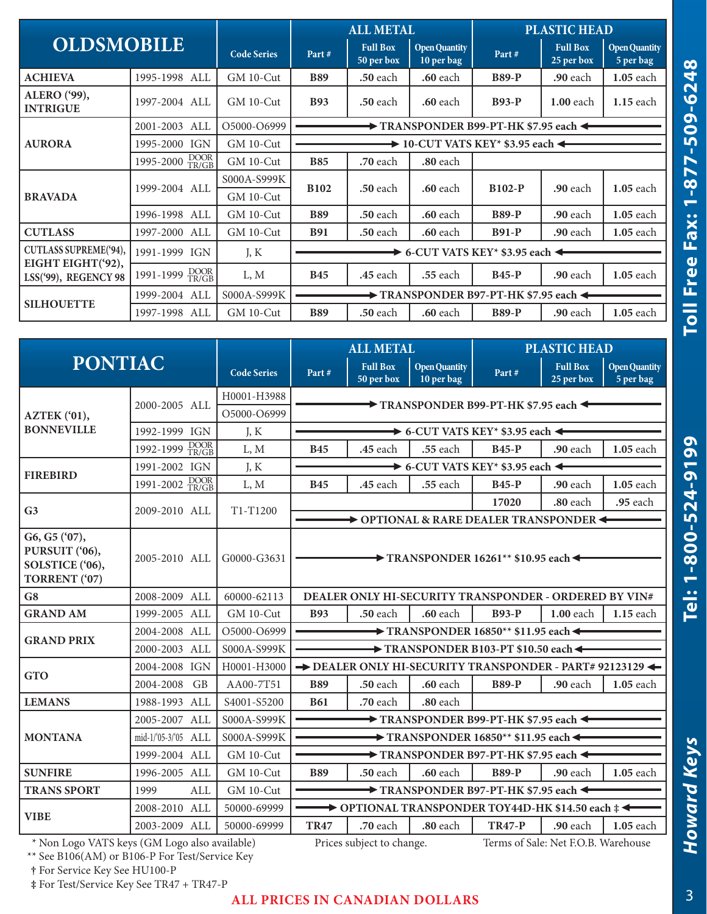| OLDSMOBILE | | Code Series | ALL METAL | | | PLASTIC HEAD | | |
|---|---|---|---|---|---|---|---|---|
| | | | Part # | Full Box 50 per box | Open Quantity 10 per bag | Part # | Full Box 25 per box | Open Quantity 5 per bag |
| ACHIEVA | 1995-1998 ALL | GM 10-Cut | B89 | .50 each | .60 each | B89-P | .90 each | 1.05 each |
| ALERO ('99), INTRIGUE | 1997-2004 ALL | GM 10-Cut | B93 | .50 each | .60 each | B93-P | 1.00 each | 1.15 each |
| AURORA | 2001-2003 ALL | O5000-O6999 | TRANSPONDER B99-PT-HK $7.95 each | | | | | |
| | 1995-2000 IGN | GM 10-Cut | 10-CUT VATS KEY* $3.95 each | | | | | |
| | 1995-2000 DOOR TR/GB | GM 10-Cut | B85 | .70 each | .80 each | | | |
| BRAVADA | 1999-2004 ALL | S000A-S999K / GM 10-Cut | B102 | .50 each | .60 each | B102-P | .90 each | 1.05 each |
| | 1996-1998 ALL | GM 10-Cut | B89 | .50 each | .60 each | B89-P | .90 each | 1.05 each |
| CUTLASS | 1997-2000 ALL | GM 10-Cut | B91 | .50 each | .60 each | B91-P | .90 each | 1.05 each |
| CUTLASS SUPREME('94), EIGHT EIGHT('92), LSS('99), REGENCY 98 | 1991-1999 IGN | J, K | 6-CUT VATS KEY* $3.95 each | | | | | |
| | 1991-1999 DOOR TR/GB | L, M | B45 | .45 each | .55 each | B45-P | .90 each | 1.05 each |
| SILHOUETTE | 1999-2004 ALL | S000A-S999K | TRANSPONDER B97-PT-HK $7.95 each | | | | | |
| | 1997-1998 ALL | GM 10-Cut | B89 | .50 each | .60 each | B89-P | .90 each | 1.05 each |

| PONTIAC | | Code Series | ALL METAL | | | PLASTIC HEAD | | |
|---|---|---|---|---|---|---|---|---|
| | | | Part # | Full Box 50 per box | Open Quantity 10 per bag | Part # | Full Box 25 per box | Open Quantity 5 per bag |
| AZTEK ('01), BONNEVILLE | 2000-2005 ALL | H0001-H3988 / O5000-O6999 | TRANSPONDER B99-PT-HK $7.95 each | | | | | |
| | 1992-1999 IGN | J, K | 6-CUT VATS KEY* $3.95 each | | | | | |
| | 1992-1999 DOOR TR/GB | L, M | B45 | .45 each | .55 each | B45-P | .90 each | 1.05 each |
| FIREBIRD | 1991-2002 IGN | J, K | 6-CUT VATS KEY* $3.95 each | | | | | |
| | 1991-2002 DOOR TR/GB | L, M | B45 | .45 each | .55 each | B45-P | .90 each | 1.05 each |
| G3 | 2009-2010 ALL | T1-T1200 | | | | 17020 | .80 each | .95 each |
| | | | OPTIONAL & RARE DEALER TRANSPONDER | | | | | |
| G6, G5 ('07), PURSUIT ('06), SOLSTICE ('06), TORRENT ('07) | 2005-2010 ALL | G0000-G3631 | TRANSPONDER 16261** $10.95 each | | | | | |
| G8 | 2008-2009 ALL | 60000-62113 | DEALER ONLY HI-SECURITY TRANSPONDER - ORDERED BY VIN# | | | | | |
| GRAND AM | 1999-2005 ALL | GM 10-Cut | B93 | .50 each | .60 each | B93-P | 1.00 each | 1.15 each |
| GRAND PRIX | 2004-2008 ALL | O5000-O6999 | TRANSPONDER 16850** $11.95 each | | | | | |
| | 2000-2003 ALL | S000A-S999K | TRANSPONDER B103-PT $10.50 each | | | | | |
| GTO | 2004-2008 IGN | H0001-H3000 | DEALER ONLY HI-SECURITY TRANSPONDER - PART# 92123129 | | | | | |
| | 2004-2008 GB | AA00-7T51 | B89 | .50 each | .60 each | B89-P | .90 each | 1.05 each |
| LEMANS | 1988-1993 ALL | S4001-S5200 | B61 | .70 each | .80 each | | | |
| MONTANA | 2005-2007 ALL | S000A-S999K | TRANSPONDER B99-PT-HK $7.95 each | | | | | |
| | mid-1/'05-3/'05 ALL | S000A-S999K | TRANSPONDER 16850** $11.95 each | | | | | |
| | 1999-2004 ALL | GM 10-Cut | TRANSPONDER B97-PT-HK $7.95 each | | | | | |
| SUNFIRE | 1996-2005 ALL | GM 10-Cut | B89 | .50 each | .60 each | B89-P | .90 each | 1.05 each |
| TRANS SPORT | 1999 ALL | GM 10-Cut | TRANSPONDER B97-PT-HK $7.95 each | | | | | |
| VIBE | 2008-2010 ALL | 50000-69999 | OPTIONAL TRANSPONDER TOY44D-HK $14.50 each ‡ | | | | | |
| | 2003-2009 ALL | 50000-69999 | TR47 | .70 each | .80 each | TR47-P | .90 each | 1.05 each |

\* Non Logo VATS keys (GM Logo also available)

** See B106(AM) or B106-P For Test/Service Key

† For Service Key See HU100-P

‡ For Test/Service Key See TR47 + TR47-P

Prices subject to change.

Terms of Sale: Net F.O.B. Warehouse

**ALL PRICES IN CANADIAN DOLLARS**

Howard Keys    Tel: 1-800-524-9199    Toll Free Fax: 1-877-509-6248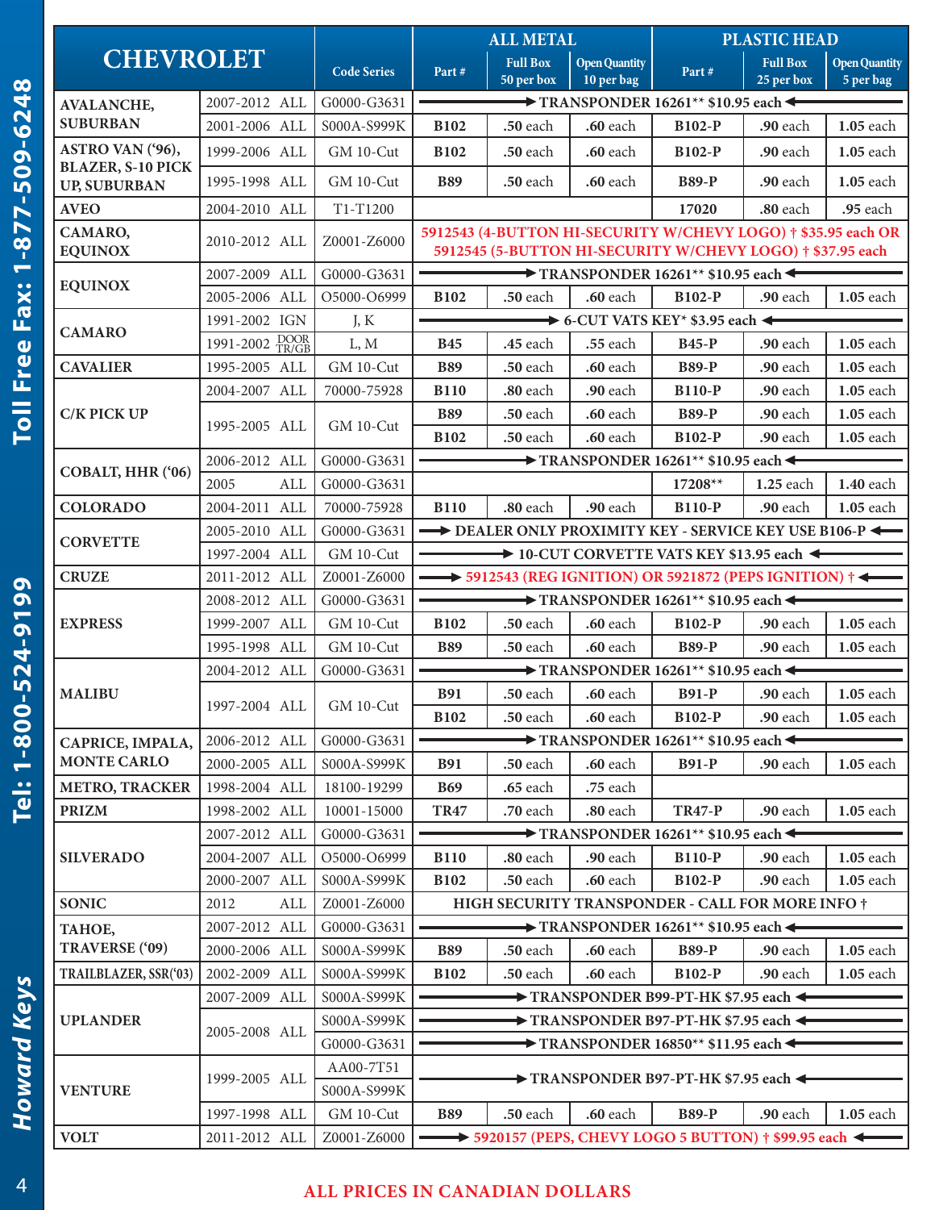| CHEVROLET | | Code Series | ALL METAL | | | PLASTIC HEAD | | |
|---|---|---|---|---|---|---|---|---|
| | | | Part # | Full Box 50 per box | Open Quantity 10 per bag | Part # | Full Box 25 per box | Open Quantity 5 per bag |
| AVALANCHE, SUBURBAN | 2007-2012 ALL | G0000-G3631 | TRANSPONDER 16261** $10.95 each | | | | | |
| | 2001-2006 ALL | S000A-S999K | B102 | .50 each | .60 each | B102-P | .90 each | 1.05 each |
| ASTRO VAN ('96), BLAZER, S-10 PICK UP, SUBURBAN | 1999-2006 ALL | GM 10-Cut | B102 | .50 each | .60 each | B102-P | .90 each | 1.05 each |
| | 1995-1998 ALL | GM 10-Cut | B89 | .50 each | .60 each | B89-P | .90 each | 1.05 each |
| AVEO | 2004-2010 ALL | T1-T1200 | | | | 17020 | .80 each | .95 each |
| CAMARO, EQUINOX | 2010-2012 ALL | Z0001-Z6000 | 5912543 (4-BUTTON HI-SECURITY W/CHEVY LOGO) † $35.95 each OR 5912545 (5-BUTTON HI-SECURITY W/CHEVY LOGO) † $37.95 each | | | | | |
| EQUINOX | 2007-2009 ALL | G0000-G3631 | TRANSPONDER 16261** $10.95 each | | | | | |
| | 2005-2006 ALL | O5000-O6999 | B102 | .50 each | .60 each | B102-P | .90 each | 1.05 each |
| CAMARO | 1991-2002 IGN | J, K | 6-CUT VATS KEY* $3.95 each | | | | | |
| | 1991-2002 DOOR TR/GB | L, M | B45 | .45 each | .55 each | B45-P | .90 each | 1.05 each |
| CAVALIER | 1995-2005 ALL | GM 10-Cut | B89 | .50 each | .60 each | B89-P | .90 each | 1.05 each |
| C/K PICK UP | 2004-2007 ALL | 70000-75928 | B110 | .80 each | .90 each | B110-P | .90 each | 1.05 each |
| | 1995-2005 ALL | GM 10-Cut | B89 | .50 each | .60 each | B89-P | .90 each | 1.05 each |
| | | | B102 | .50 each | .60 each | B102-P | .90 each | 1.05 each |
| COBALT, HHR ('06) | 2006-2012 ALL | G0000-G3631 | TRANSPONDER 16261** $10.95 each | | | | | |
| | 2005 ALL | G0000-G3631 | | | | 17208** | 1.25 each | 1.40 each |
| COLORADO | 2004-2011 ALL | 70000-75928 | B110 | .80 each | .90 each | B110-P | .90 each | 1.05 each |
| CORVETTE | 2005-2010 ALL | G0000-G3631 | DEALER ONLY PROXIMITY KEY - SERVICE KEY USE B106-P | | | | | |
| | 1997-2004 ALL | GM 10-Cut | 10-CUT CORVETTE VATS KEY $13.95 each | | | | | |
| CRUZE | 2011-2012 ALL | Z0001-Z6000 | 5912543 (REG IGNITION) OR 5921872 (PEPS IGNITION) † | | | | | |
| EXPRESS | 2008-2012 ALL | G0000-G3631 | TRANSPONDER 16261** $10.95 each | | | | | |
| | 1999-2007 ALL | GM 10-Cut | B102 | .50 each | .60 each | B102-P | .90 each | 1.05 each |
| | 1995-1998 ALL | GM 10-Cut | B89 | .50 each | .60 each | B89-P | .90 each | 1.05 each |
| MALIBU | 2004-2012 ALL | G0000-G3631 | TRANSPONDER 16261** $10.95 each | | | | | |
| | 1997-2004 ALL | GM 10-Cut | B91 | .50 each | .60 each | B91-P | .90 each | 1.05 each |
| | | | B102 | .50 each | .60 each | B102-P | .90 each | 1.05 each |
| CAPRICE, IMPALA, MONTE CARLO | 2006-2012 ALL | G0000-G3631 | TRANSPONDER 16261** $10.95 each | | | | | |
| | 2000-2005 ALL | S000A-S999K | B91 | .50 each | .60 each | B91-P | .90 each | 1.05 each |
| METRO, TRACKER | 1998-2004 ALL | 18100-19299 | B69 | .65 each | .75 each | | | |
| PRIZM | 1998-2002 ALL | 10001-15000 | TR47 | .70 each | .80 each | TR47-P | .90 each | 1.05 each |
| SILVERADO | 2007-2012 ALL | G0000-G3631 | TRANSPONDER 16261** $10.95 each | | | | | |
| | 2004-2007 ALL | O5000-O6999 | B110 | .80 each | .90 each | B110-P | .90 each | 1.05 each |
| | 2000-2007 ALL | S000A-S999K | B102 | .50 each | .60 each | B102-P | .90 each | 1.05 each |
| SONIC | 2012 ALL | Z0001-Z6000 | HIGH SECURITY TRANSPONDER - CALL FOR MORE INFO † | | | | | |
| TAHOE, TRAVERSE ('09) | 2007-2012 ALL | G0000-G3631 | TRANSPONDER 16261** $10.95 each | | | | | |
| | 2000-2006 ALL | S000A-S999K | B89 | .50 each | .60 each | B89-P | .90 each | 1.05 each |
| TRAILBLAZER, SSR('03) | 2002-2009 ALL | S000A-S999K | B102 | .50 each | .60 each | B102-P | .90 each | 1.05 each |
| UPLANDER | 2007-2009 ALL | S000A-S999K | TRANSPONDER B99-PT-HK $7.95 each | | | | | |
| | 2005-2008 ALL | S000A-S999K | TRANSPONDER B97-PT-HK $7.95 each | | | | | |
| | | G0000-G3631 | TRANSPONDER 16850** $11.95 each | | | | | |
| VENTURE | 1999-2005 ALL | AA00-7T51 | TRANSPONDER B97-PT-HK $7.95 each | | | | | |
| | | S000A-S999K | | | | | | |
| | 1997-1998 ALL | GM 10-Cut | B89 | .50 each | .60 each | B89-P | .90 each | 1.05 each |
| VOLT | 2011-2012 ALL | Z0001-Z6000 | 5920157 (PEPS, CHEVY LOGO 5 BUTTON) † $99.95 each | | | | | |

ALL PRICES IN CANADIAN DOLLARS

*Howard Keys* Tel: 1-800-524-9199 Toll Free Fax: 1-877-509-6248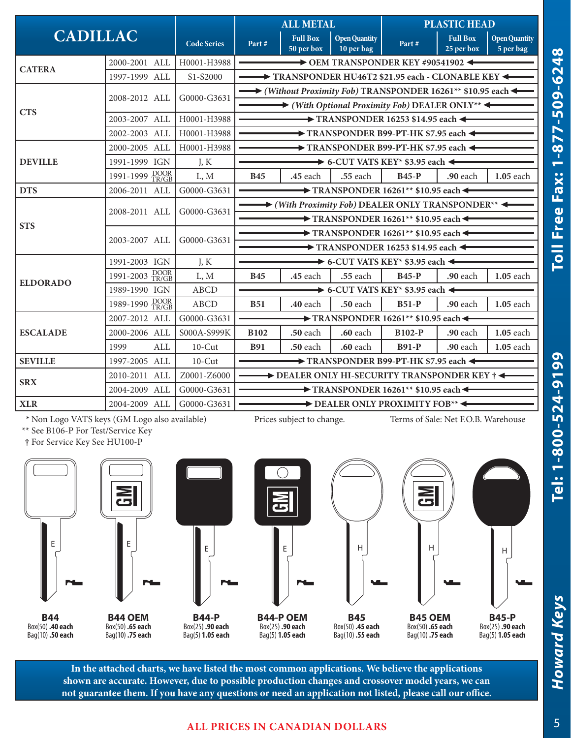| CADILLAC | | Code Series | ALL METAL | | | PLASTIC HEAD | | |
|---|---|---|---|---|---|---|---|---|
| | | | Part # | Full Box 50 per box | Open Quantity 10 per bag | Part # | Full Box 25 per box | Open Quantity 5 per bag |
| CATERA | 2000-2001 ALL | H0001-H3988 | OEM TRANSPONDER KEY #90541902 | | | | | |
| | 1997-1999 ALL | S1-S2000 | TRANSPONDER HU46T2 $21.95 each - CLONABLE KEY | | | | | |
| CTS | 2008-2012 ALL | G0000-G3631 | *(Without Proximity Fob)* TRANSPONDER 16261** $10.95 each | | | | | |
| | | | *(With Optional Proximity Fob)* DEALER ONLY** | | | | | |
| | 2003-2007 ALL | H0001-H3988 | TRANSPONDER 16253 $14.95 each | | | | | |
| | 2002-2003 ALL | H0001-H3988 | TRANSPONDER B99-PT-HK $7.95 each | | | | | |
| DEVILLE | 2000-2005 ALL | H0001-H3988 | TRANSPONDER B99-PT-HK $7.95 each | | | | | |
| | 1991-1999 IGN | J, K | 6-CUT VATS KEY* $3.95 each | | | | | |
| | 1991-1999 DOOR TR/GB | L, M | B45 | .45 each | .55 each | B45-P | .90 each | 1.05 each |
| DTS | 2006-2011 ALL | G0000-G3631 | TRANSPONDER 16261** $10.95 each | | | | | |
| STS | 2008-2011 ALL | G0000-G3631 | *(With Proximity Fob)* DEALER ONLY TRANSPONDER** | | | | | |
| | | | TRANSPONDER 16261** $10.95 each | | | | | |
| | 2003-2007 ALL | G0000-G3631 | TRANSPONDER 16261** $10.95 each | | | | | |
| | | | TRANSPONDER 16253 $14.95 each | | | | | |
| ELDORADO | 1991-2003 IGN | J, K | 6-CUT VATS KEY* $3.95 each | | | | | |
| | 1991-2003 DOOR TR/GB | L, M | B45 | .45 each | .55 each | B45-P | .90 each | 1.05 each |
| | 1989-1990 IGN | ABCD | 6-CUT VATS KEY* $3.95 each | | | | | |
| | 1989-1990 DOOR TR/GB | ABCD | B51 | .40 each | .50 each | B51-P | .90 each | 1.05 each |
| ESCALADE | 2007-2012 ALL | G0000-G3631 | TRANSPONDER 16261** $10.95 each | | | | | |
| | 2000-2006 ALL | S000A-S999K | B102 | .50 each | .60 each | B102-P | .90 each | 1.05 each |
| | 1999 ALL | 10-Cut | B91 | .50 each | .60 each | B91-P | .90 each | 1.05 each |
| SEVILLE | 1997-2005 ALL | 10-Cut | TRANSPONDER B99-PT-HK $7.95 each | | | | | |
| SRX | 2010-2011 ALL | Z0001-Z6000 | DEALER ONLY HI-SECURITY TRANSPONDER KEY † | | | | | |
| | 2004-2009 ALL | G0000-G3631 | TRANSPONDER 16261** $10.95 each | | | | | |
| XLR | 2004-2009 ALL | G0000-G3631 | DEALER ONLY PROXIMITY FOB** | | | | | |

\* Non Logo VATS keys (GM Logo also available)
** See B106-P For Test/Service Key
† For Service Key See HU100-P

Prices subject to change.

Terms of Sale: Net F.O.B. Warehouse

**B44**
Box(50) **.40 each**
Bag(10) **.50 each**

**B44 OEM**
Box(50) **.65 each**
Bag(10) **.75 each**

**B44-P**
Box(25) **.90 each**
Bag(5) **1.05 each**

**B44-P OEM**
Box(25) **.90 each**
Bag(5) **1.05 each**

**B45**
Box(50) **.45 each**
Bag(10) **.55 each**

**B45 OEM**
Box(50) **.65 each**
Bag(10) **.75 each**

**B45-P**
Box(25) **.90 each**
Bag(5) **1.05 each**

**In the attached charts, we have listed the most common applications. We believe the applications shown are accurate. However, due to possible production changes and crossover model years, we can not guarantee them. If you have any questions or need an application not listed, please call our office.**

**ALL PRICES IN CANADIAN DOLLARS**

*Howard Keys* **Tel: 1-800-524-9199** **Toll Free Fax: 1-877-509-6248**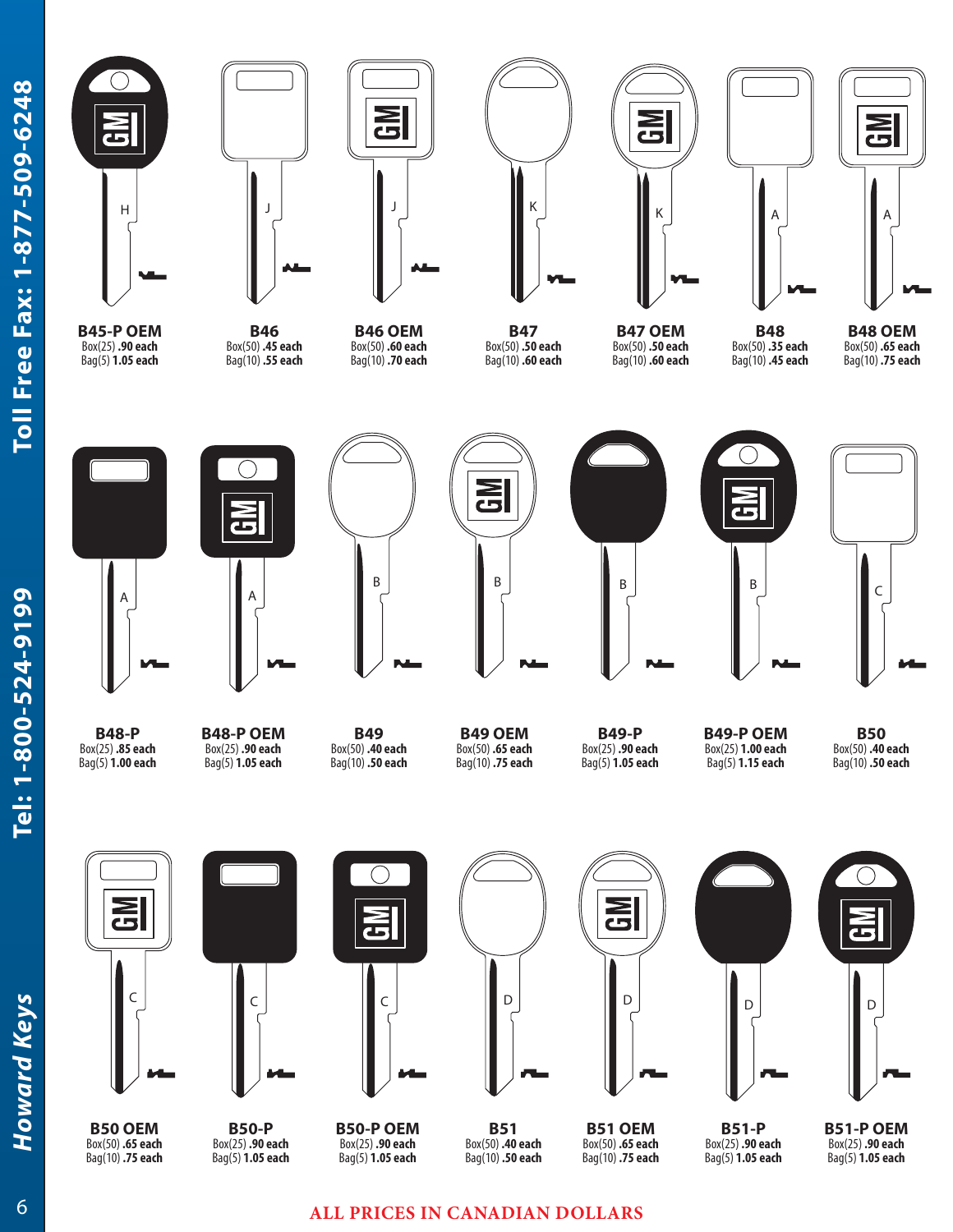| Key | Box Price | Bag Price |
|---|---|---|
| **B45-P OEM** | Box(25) **.90 each** | Bag(5) **1.05 each** |
| **B46** | Box(50) **.45 each** | Bag(10) **.55 each** |
| **B46 OEM** | Box(50) **.60 each** | Bag(10) **.70 each** |
| **B47** | Box(50) **.50 each** | Bag(10) **.60 each** |
| **B47 OEM** | Box(50) **.50 each** | Bag(10) **.60 each** |
| **B48** | Box(50) **.35 each** | Bag(10) **.45 each** |
| **B48 OEM** | Box(50) **.65 each** | Bag(10) **.75 each** |
| **B48-P** | Box(25) **.85 each** | Bag(5) **1.00 each** |
| **B48-P OEM** | Box(25) **.90 each** | Bag(5) **1.05 each** |
| **B49** | Box(50) **.40 each** | Bag(10) **.50 each** |
| **B49 OEM** | Box(50) **.65 each** | Bag(10) **.75 each** |
| **B49-P** | Box(25) **.90 each** | Bag(5) **1.05 each** |
| **B49-P OEM** | Box(25) **1.00 each** | Bag(5) **1.15 each** |
| **B50** | Box(50) **.40 each** | Bag(10) **.50 each** |
| **B50 OEM** | Box(50) **.65 each** | Bag(10) **.75 each** |
| **B50-P** | Box(25) **.90 each** | Bag(5) **1.05 each** |
| **B50-P OEM** | Box(25) **.90 each** | Bag(5) **1.05 each** |
| **B51** | Box(50) **.40 each** | Bag(10) **.50 each** |
| **B51 OEM** | Box(50) **.65 each** | Bag(10) **.75 each** |
| **B51-P** | Box(25) **.90 each** | Bag(5) **1.05 each** |
| **B51-P OEM** | Box(25) **.90 each** | Bag(5) **1.05 each** |

**ALL PRICES IN CANADIAN DOLLARS**

*Howard Keys* **Tel: 1-800-524-9199** **Toll Free Fax: 1-877-509-6248**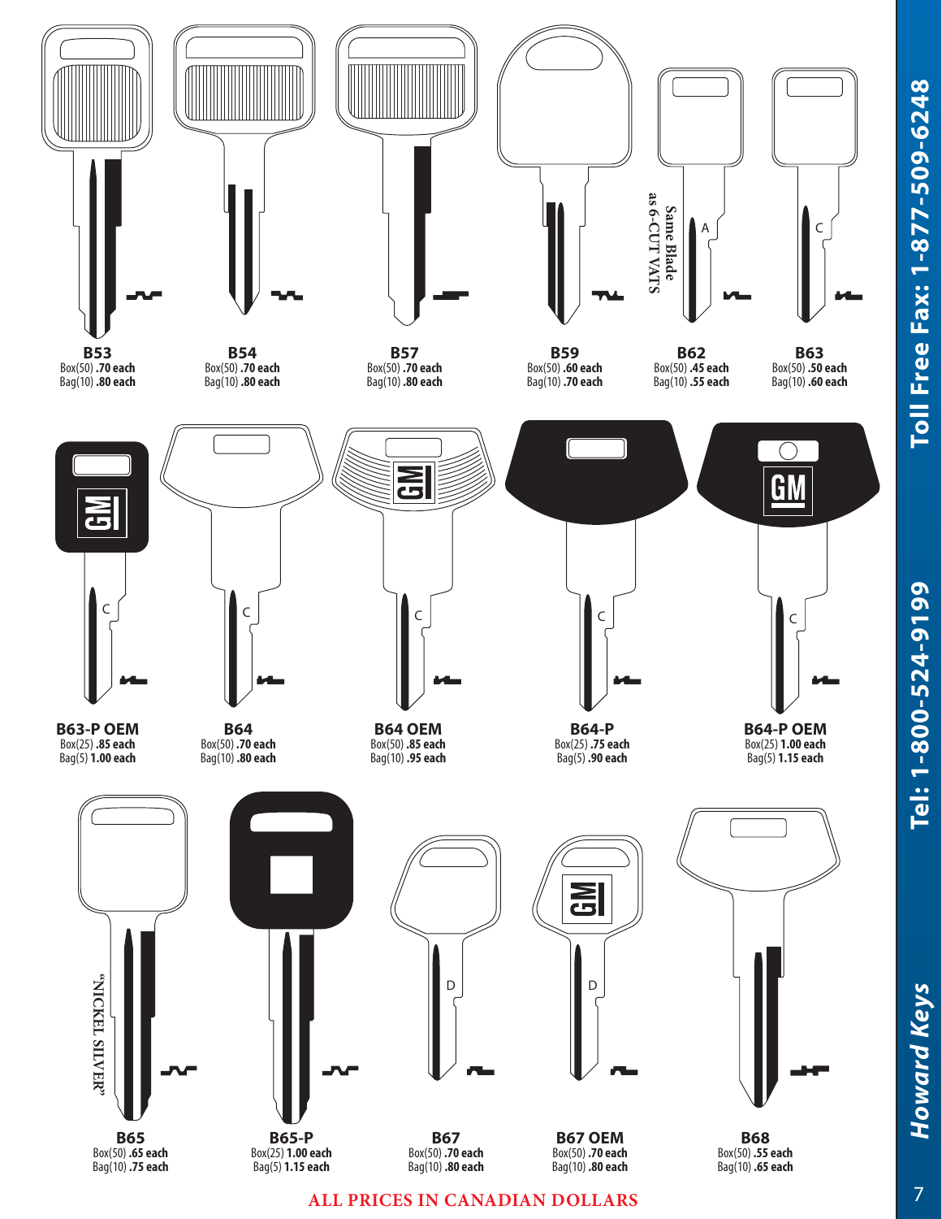**B53**
Box(50) **.70 each**
Bag(10) **.80 each**

**B54**
Box(50) **.70 each**
Bag(10) **.80 each**

**B57**
Box(50) **.70 each**
Bag(10) **.80 each**

**B59**
Box(50) **.60 each**
Bag(10) **.70 each**

Same Blade as 6-CUT VATS

**B62**
Box(50) **.45 each**
Bag(10) **.55 each**

**B63**
Box(50) **.50 each**
Bag(10) **.60 each**

**B63-P OEM**
Box(25) **.85 each**
Bag(5) **1.00 each**

**B64**
Box(50) **.70 each**
Bag(10) **.80 each**

**B64 OEM**
Box(50) **.85 each**
Bag(10) **.95 each**

**B64-P**
Box(25) **.75 each**
Bag(5) **.90 each**

**B64-P OEM**
Box(25) **1.00 each**
Bag(5) **1.15 each**

"NICKEL SILVER"

**B65**
Box(50) **.65 each**
Bag(10) **.75 each**

**B65-P**
Box(25) **1.00 each**
Bag(5) **1.15 each**

**B67**
Box(50) **.70 each**
Bag(10) **.80 each**

**B67 OEM**
Box(50) **.70 each**
Bag(10) **.80 each**

**B68**
Box(50) **.55 each**
Bag(10) **.65 each**

**ALL PRICES IN CANADIAN DOLLARS**

*Howard Keys* Tel: 1-800-524-9199 Toll Free Fax: 1-877-509-6248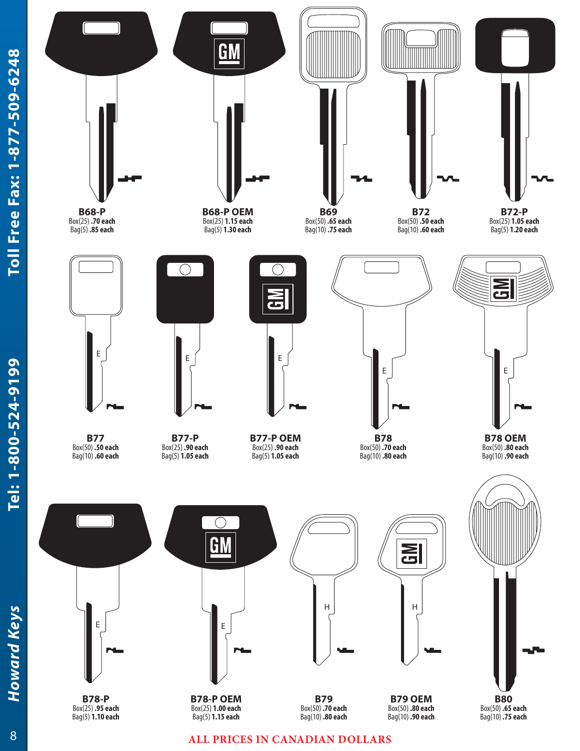**B68-P**
Box(25) **.70 each**
Bag(5) **.85 each**

**B68-P OEM**
Box(25) **1.15 each**
Bag(5) **1.30 each**

**B69**
Box(50) **.65 each**
Bag(10) **.75 each**

**B72**
Box(50) **.50 each**
Bag(10) **.60 each**

**B72-P**
Box(25) **1.05 each**
Bag(5) **1.20 each**

**B77**
Box(50) **.50 each**
Bag(10) **.60 each**

**B77-P**
Box(25) **.90 each**
Bag(5) **1.05 each**

**B77-P OEM**
Box(25) **.90 each**
Bag(5) **1.05 each**

**B78**
Box(50) **.70 each**
Bag(10) **.80 each**

**B78 OEM**
Box(50) **.80 each**
Bag(10) **.90 each**

**B78-P**
Box(25) **.95 each**
Bag(5) **1.10 each**

**B78-P OEM**
Box(25) **1.00 each**
Bag(5) **1.15 each**

**B79**
Box(50) **.70 each**
Bag(10) **.80 each**

**B79 OEM**
Box(50) **.80 each**
Bag(10) **.90 each**

**B80**
Box(50) **.65 each**
Bag(10) **.75 each**

ALL PRICES IN CANADIAN DOLLARS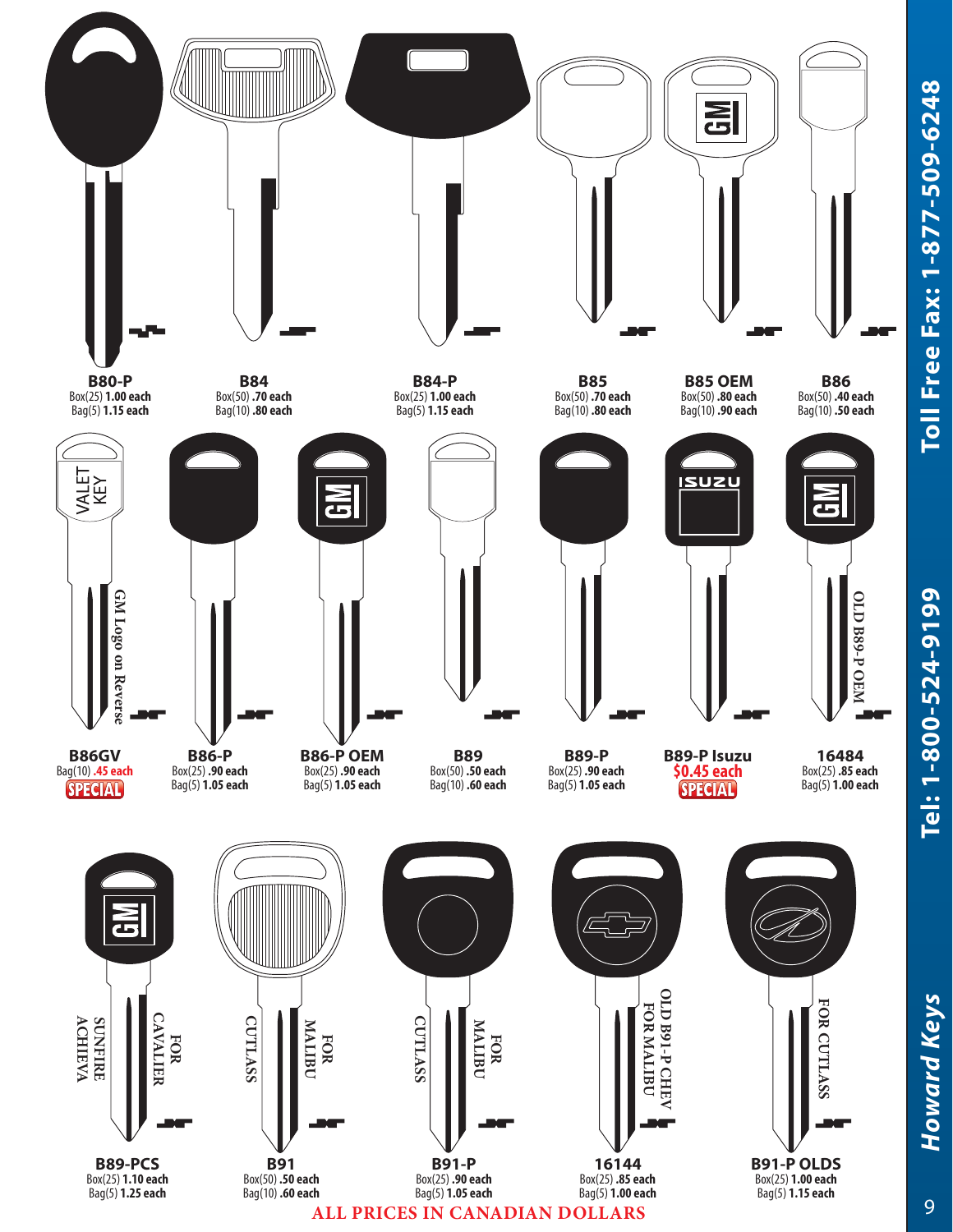**B80-P**
Box(25) **1.00 each**
Bag(5) **1.15 each**

**B84**
Box(50) **.70 each**
Bag(10) **.80 each**

**B84-P**
Box(25) **1.00 each**
Bag(5) **1.15 each**

**B85**
Box(50) **.70 each**
Bag(10) **.80 each**

**B85 OEM**
Box(50) **.80 each**
Bag(10) **.90 each**

**B86**
Box(50) **.40 each**
Bag(10) **.50 each**

VALET KEY
GM Logo on Reverse

**B86GV**
Bag(10) **.45 each**
SPECIAL

**B86-P**
Box(25) **.90 each**
Bag(5) **1.05 each**

**B86-P OEM**
Box(25) **.90 each**
Bag(5) **1.05 each**

**B89**
Box(50) **.50 each**
Bag(10) **.60 each**

**B89-P**
Box(25) **.90 each**
Bag(5) **1.05 each**

**B89-P Isuzu**
**$0.45 each**
SPECIAL

OLD B89-P OEM

**16484**
Box(25) **.85 each**
Bag(5) **1.00 each**

FOR CAVALIER SUNFIRE ACHIEVA

**B89-PCS**
Box(25) **1.10 each**
Bag(5) **1.25 each**

FOR MALIBU CUTLASS

**B91**
Box(50) **.50 each**
Bag(10) **.60 each**

FOR MALIBU CUTLASS

**B91-P**
Box(25) **.90 each**
Bag(5) **1.05 each**

OLD B91-P CHEV FOR MALIBU

**16144**
Box(25) **.85 each**
Bag(5) **1.00 each**

FOR CUTLASS

**B91-P OLDS**
Box(25) **1.00 each**
Bag(5) **1.15 each**

**ALL PRICES IN CANADIAN DOLLARS**

*Howard Keys* Tel: 1-800-524-9199 Toll Free Fax: 1-877-509-6248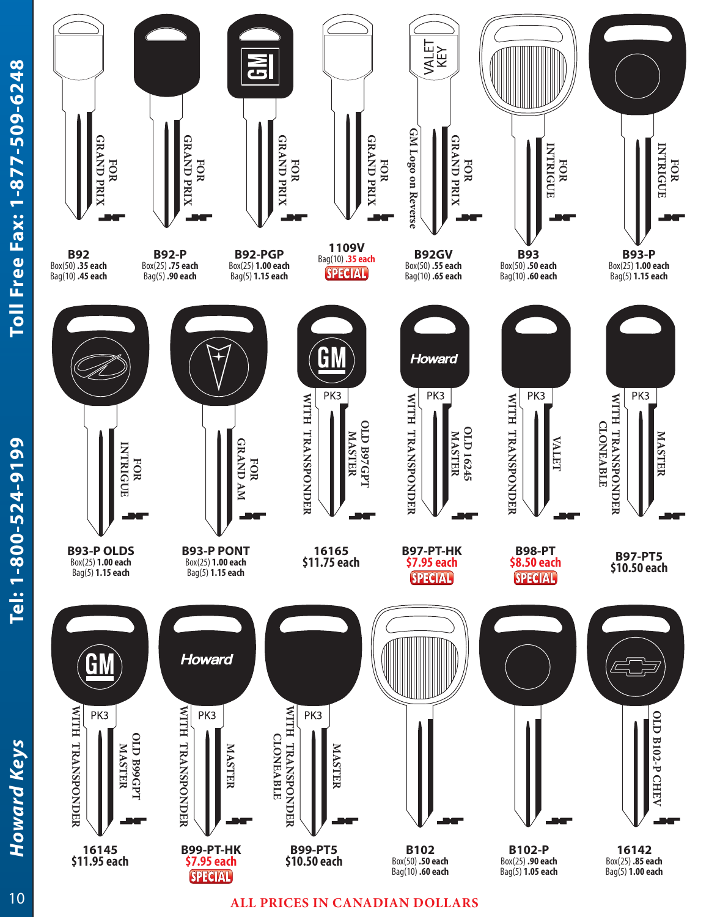| Key | Description | Pricing |
|---|---|---|
| B92 | FOR GRAND PRIX | Box(50) .35 each<br>Bag(10) .45 each |
| B92-P | FOR GRAND PRIX | Box(25) .75 each<br>Bag(5) .90 each |
| B92-PGP | FOR GRAND PRIX | Box(25) 1.00 each<br>Bag(5) 1.15 each |
| 1109V | FOR GRAND PRIX | Bag(10) .35 each<br>SPECIAL |
| B92GV | VALET KEY<br>FOR GRAND PRIX<br>GM Logo on Reverse | Box(50) .55 each<br>Bag(10) .65 each |
| B93 | FOR INTRIGUE | Box(50) .50 each<br>Bag(10) .60 each |
| B93-P | FOR INTRIGUE | Box(25) 1.00 each<br>Bag(5) 1.15 each |
| B93-P OLDS | FOR INTRIGUE | Box(25) 1.00 each<br>Bag(5) 1.15 each |
| B93-P PONT | FOR GRAND AM | Box(25) 1.00 each<br>Bag(5) 1.15 each |
| 16165 | PK3<br>WITH TRANSPONDER<br>OLD B97GPT MASTER | $11.75 each |
| B97-PT-HK | Howard<br>PK3<br>WITH TRANSPONDER<br>OLD 16245 MASTER | $7.95 each<br>SPECIAL |
| B98-PT | PK3<br>WITH TRANSPONDER<br>VALET | $8.50 each<br>SPECIAL |
| B97-PT5 | PK3<br>WITH TRANSPONDER CLONEABLE<br>MASTER | $10.50 each |
| 16145 | PK3<br>WITH TRANSPONDER<br>OLD B99GPT MASTER | $11.95 each |
| B99-PT-HK | Howard<br>PK3<br>WITH TRANSPONDER<br>MASTER | $7.95 each<br>SPECIAL |
| B99-PT5 | PK3<br>WITH TRANSPONDER CLONEABLE<br>MASTER | $10.50 each |
| B102 | | Box(50) .50 each<br>Bag(10) .60 each |
| B102-P | | Box(25) .90 each<br>Bag(5) 1.05 each |
| 16142 | OLD B102-P CHEV | Box(25) .85 each<br>Bag(5) 1.00 each |

**ALL PRICES IN CANADIAN DOLLARS**

Toll Free Fax: 1-877-509-6248

Tel: 1-800-524-9199

*Howard Keys*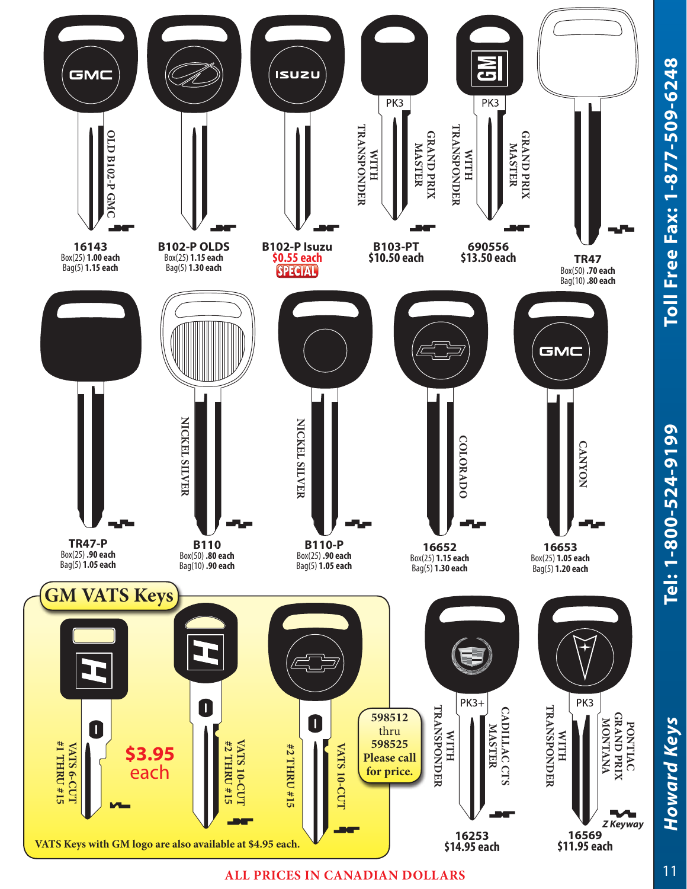**16143**
OLD B102-P GMC
Box(25) **1.00 each**
Bag(5) **1.15 each**

**B102-P OLDS**
Box(25) **1.15 each**
Bag(5) **1.30 each**

**B102-P Isuzu**
**$0.55 each**
**SPECIAL**

**B103-PT**
PK3
GRAND PRIX MASTER WITH TRANSPONDER
**$10.50 each**

**690556**
PK3
GRAND PRIX MASTER WITH TRANSPONDER
**$13.50 each**

**TR47**
Box(50) **.70 each**
Bag(10) **.80 each**

**TR47-P**
Box(25) **.90 each**
Bag(5) **1.05 each**

**B110**
NICKEL SILVER
Box(50) **.80 each**
Bag(10) **.90 each**

**B110-P**
NICKEL SILVER
Box(25) **.90 each**
Bag(5) **1.05 each**

**16652**
COLORADO
Box(25) **1.15 each**
Bag(5) **1.30 each**

**16653**
CANYON
Box(25) **1.05 each**
Bag(5) **1.20 each**

## GM VATS Keys

VATS 6-CUT #1 THRU #15

VATS 10-CUT #2 THRU #15

VATS 10-CUT #2 THRU #15

**$3.95 each**

**598512 thru 598525 Please call for price.**

**VATS Keys with GM logo are also available at $4.95 each.**

**16253**
PK3+
CADILLAC CTS MASTER WITH TRANSPONDER
**$14.95 each**

**16569**
PK3
PONTIAC GRAND PRIX MONTANA WITH TRANSPONDER
*Z Keyway*
**$11.95 each**

**ALL PRICES IN CANADIAN DOLLARS**

**Tel: 1-800-524-9199   Toll Free Fax: 1-877-509-6248**

***Howard Keys***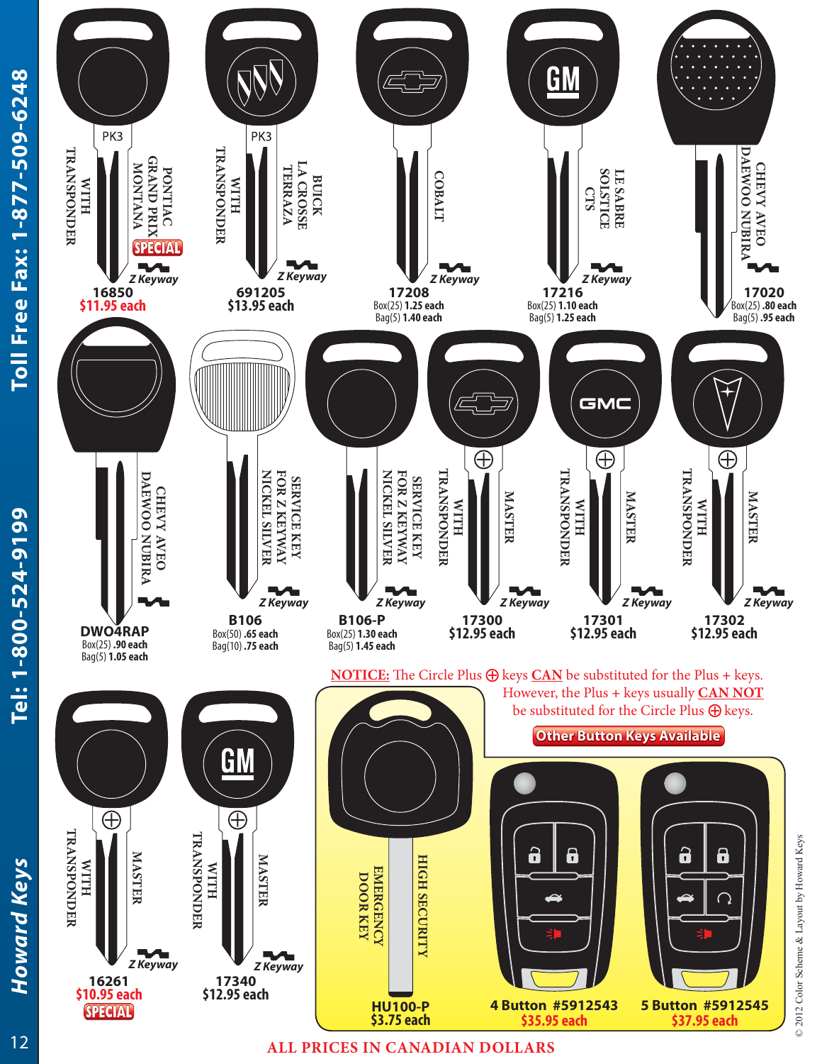**Toll Free Fax: 1-877-509-6248**

**Tel: 1-800-524-9199**

**Howard Keys**

PK3
PONTIAC
GRAND PRIX
MONTANA
WITH
TRANSPONDER
SPECIAL
Z Keyway
**16850**
**$11.95 each**

PK3
BUICK
LA CROSSE
TERRAZA
WITH
TRANSPONDER
Z Keyway
**691205**
**$13.95 each**

COBALT
Z Keyway
**17208**
Box(25) **1.25 each**
Bag(5) **1.40 each**

GM
LE SABRE
SOLSTICE
CTS
Z Keyway
**17216**
Box(25) **1.10 each**
Bag(5) **1.25 each**

CHEVY AVEO
DAEWOO NUBIRA
**17020**
Box(25) **.80 each**
Bag(5) **.95 each**

CHEVY AVEO
DAEWOO NUBIRA
**DWO4RAP**
Box(25) **.90 each**
Bag(5) **1.05 each**

SERVICE KEY
FOR Z KEYWAY
NICKEL SILVER
Z Keyway
**B106**
Box(50) **.65 each**
Bag(10) **.75 each**

SERVICE KEY
FOR Z KEYWAY
NICKEL SILVER
Z Keyway
**B106-P**
Box(25) **1.30 each**
Bag(5) **1.45 each**

MASTER
WITH
TRANSPONDER
Z Keyway
**17300**
**$12.95 each**

GMC
MASTER
WITH
TRANSPONDER
Z Keyway
**17301**
**$12.95 each**

MASTER
WITH
TRANSPONDER
Z Keyway
**17302**
**$12.95 each**

**NOTICE:** The Circle Plus ⊕ keys **CAN** be substituted for the Plus + keys. However, the Plus + keys usually **CAN NOT** be substituted for the Circle Plus ⊕ keys.

MASTER
WITH
TRANSPONDER
Z Keyway
**16261**
**$10.95 each**
SPECIAL

GM
MASTER
WITH
TRANSPONDER
Z Keyway
**17340**
**$12.95 each**

HIGH SECURITY
EMERGENCY
DOOR KEY
**HU100-P**
**$3.75 each**

**Other Button Keys Available**

**4 Button #5912543**
**$35.95 each**

**5 Button #5912545**
**$37.95 each**

**ALL PRICES IN CANADIAN DOLLARS**

© 2012 Color Scheme & Layout by Howard Keys